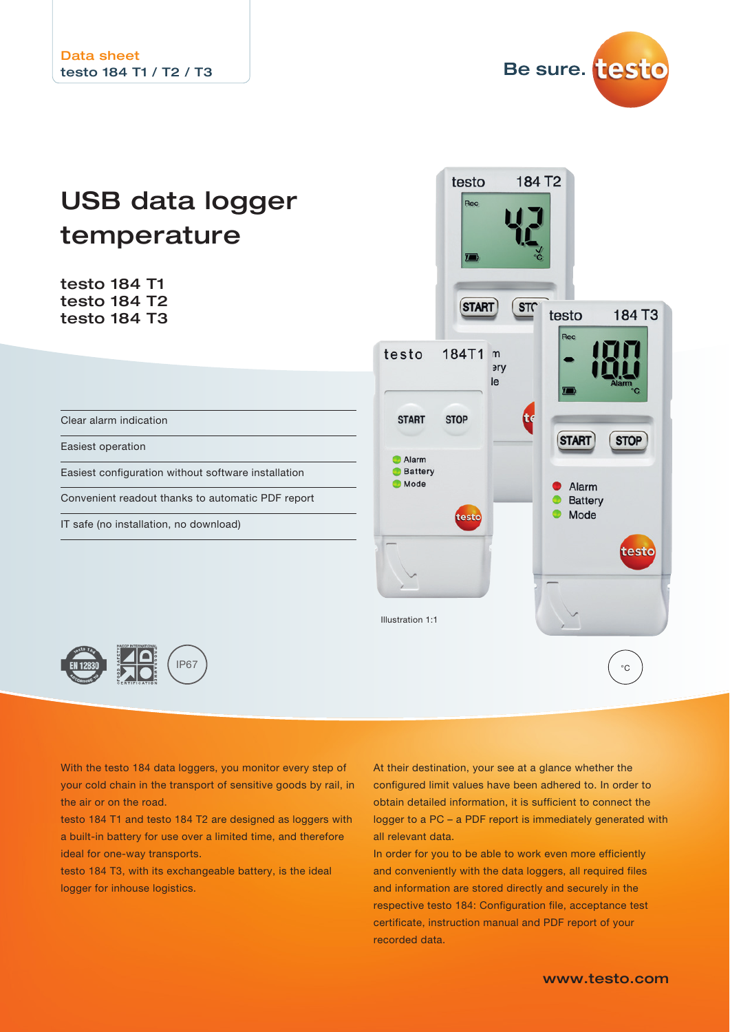Data sheet
testo 184 T1 / T2 / T3

# USB data logger temperature

## testo 184 T1
## testo 184 T2
## testo 184 T3

- Clear alarm indication
- Easiest operation
- Easiest configuration without software installation
- Convenient readout thanks to automatic PDF report
- IT safe (no installation, no download)

Illustration 1:1

With the testo 184 data loggers, you monitor every step of your cold chain in the transport of sensitive goods by rail, in the air or on the road.

testo 184 T1 and testo 184 T2 are designed as loggers with a built-in battery for use over a limited time, and therefore ideal for one-way transports.

testo 184 T3, with its exchangeable battery, is the ideal logger for inhouse logistics.

At their destination, your see at a glance whether the configured limit values have been adhered to. In order to obtain detailed information, it is sufficient to connect the logger to a PC – a PDF report is immediately generated with all relevant data.

In order for you to be able to work even more efficiently and conveniently with the data loggers, all required files and information are stored directly and securely in the respective testo 184: Configuration file, acceptance test certificate, instruction manual and PDF report of your recorded data.

www.testo.com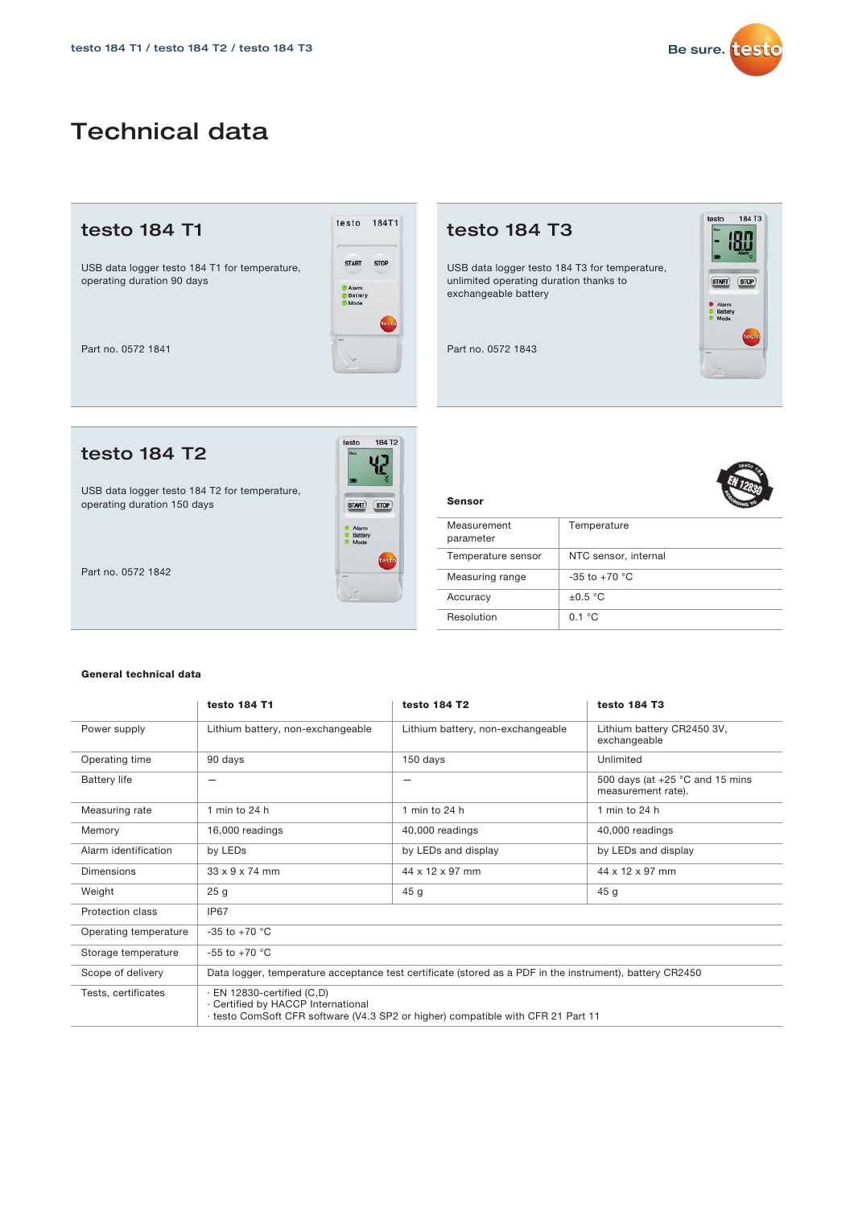# Technical data

## testo 184 T1

USB data logger testo 184 T1 for temperature, operating duration 90 days

Part no. 0572 1841

## testo 184 T3

USB data logger testo 184 T3 for temperature, unlimited operating duration thanks to exchangeable battery

Part no. 0572 1843

## testo 184 T2

USB data logger testo 184 T2 for temperature, operating duration 150 days

Part no. 0572 1842

### Sensor

| | |
|---|---|
| Measurement parameter | Temperature |
| Temperature sensor | NTC sensor, internal |
| Measuring range | -35 to +70 °C |
| Accuracy | ±0.5 °C |
| Resolution | 0.1 °C |

### General technical data

| | testo 184 T1 | testo 184 T2 | testo 184 T3 |
|---|---|---|---|
| Power supply | Lithium battery, non-exchangeable | Lithium battery, non-exchangeable | Lithium battery CR2450 3V, exchangeable |
| Operating time | 90 days | 150 days | Unlimited |
| Battery life | – | – | 500 days (at +25 °C and 15 mins measurement rate). |
| Measuring rate | 1 min to 24 h | 1 min to 24 h | 1 min to 24 h |
| Memory | 16,000 readings | 40,000 readings | 40,000 readings |
| Alarm identification | by LEDs | by LEDs and display | by LEDs and display |
| Dimensions | 33 x 9 x 74 mm | 44 x 12 x 97 mm | 44 x 12 x 97 mm |
| Weight | 25 g | 45 g | 45 g |
| Protection class | IP67 | | |
| Operating temperature | -35 to +70 °C | | |
| Storage temperature | -55 to +70 °C | | |
| Scope of delivery | Data logger, temperature acceptance test certificate (stored as a PDF in the instrument), battery CR2450 | | |
| Tests, certificates | · EN 12830-certified (C,D)<br>· Certified by HACCP International<br>· testo ComSoft CFR software (V4.3 SP2 or higher) compatible with CFR 21 Part 11 | | |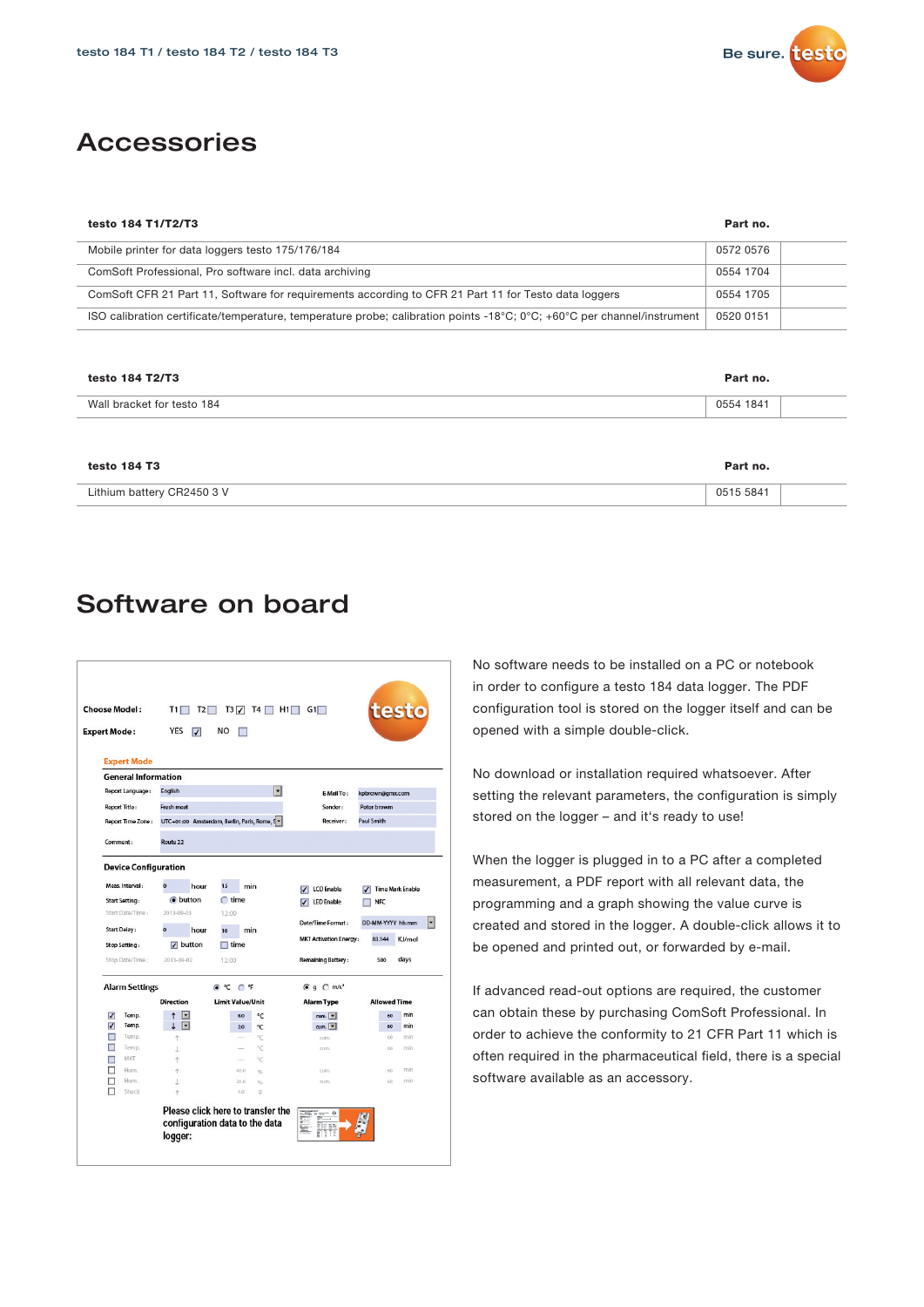# Accessories

| testo 184 T1/T2/T3 | Part no. |
|---|---|
| Mobile printer for data loggers testo 175/176/184 | 0572 0576 |
| ComSoft Professional, Pro software incl. data archiving | 0554 1704 |
| ComSoft CFR 21 Part 11, Software for requirements according to CFR 21 Part 11 for Testo data loggers | 0554 1705 |
| ISO calibration certificate/temperature, temperature probe; calibration points -18°C; 0°C; +60°C per channel/instrument | 0520 0151 |

| testo 184 T2/T3 | Part no. |
|---|---|
| Wall bracket for testo 184 | 0554 1841 |

| testo 184 T3 | Part no. |
|---|---|
| Lithium battery CR2450 3 V | 0515 5841 |

# Software on board

No software needs to be installed on a PC or notebook in order to configure a testo 184 data logger. The PDF configuration tool is stored on the logger itself and can be opened with a simple double-click.

No download or installation required whatsoever. After setting the relevant parameters, the configuration is simply stored on the logger – and it's ready to use!

When the logger is plugged in to a PC after a completed measurement, a PDF report with all relevant data, the programming and a graph showing the value curve is created and stored in the logger. A double-click allows it to be opened and printed out, or forwarded by e-mail.

If advanced read-out options are required, the customer can obtain these by purchasing ComSoft Professional. In order to achieve the conformity to 21 CFR Part 11 which is often required in the pharmaceutical field, there is a special software available as an accessory.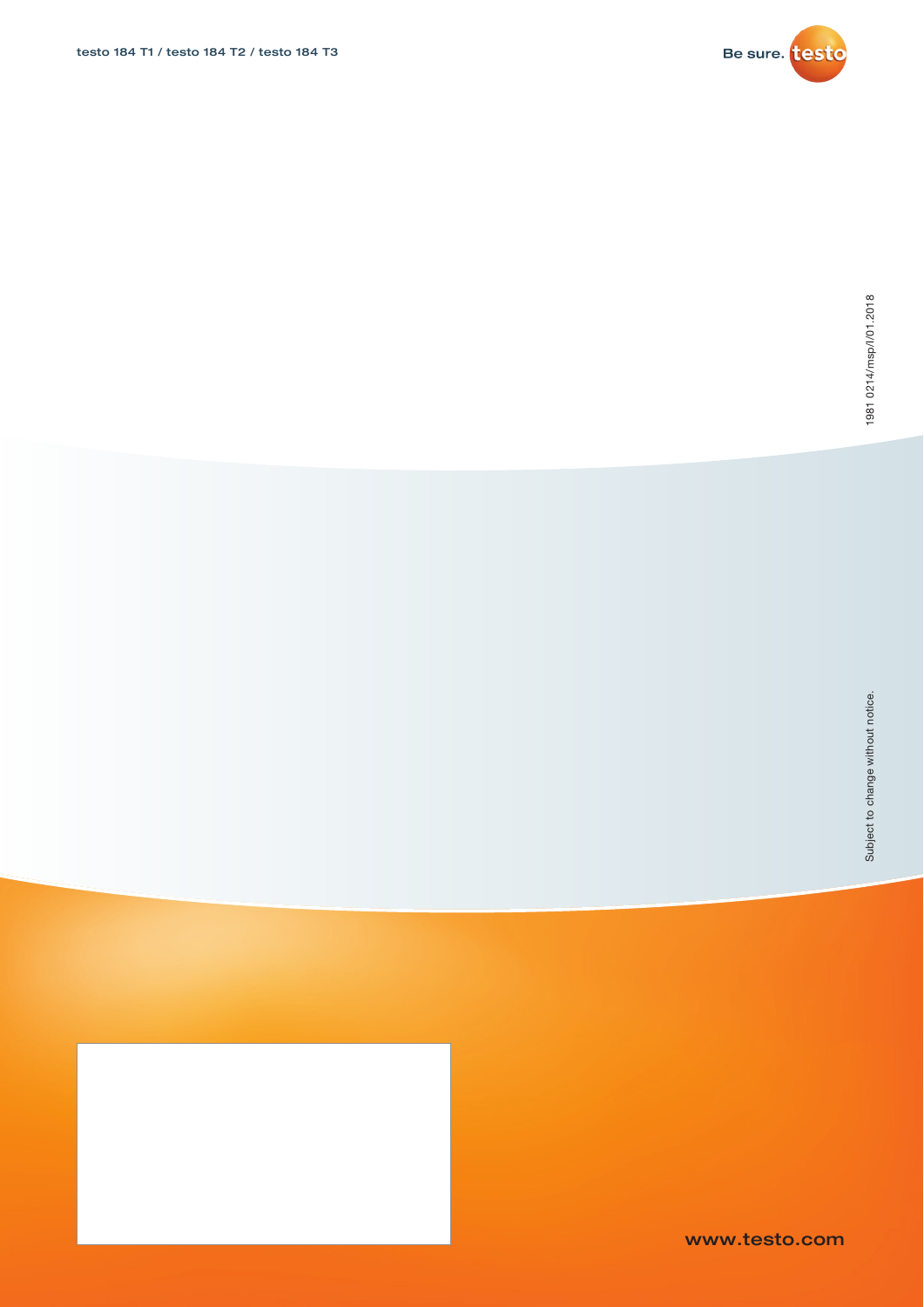testo 184 T1 / testo 184 T2 / testo 184 T3

Be sure. testo

1981 0214/msp/I/01.2018

Subject to change without notice.

www.testo.com